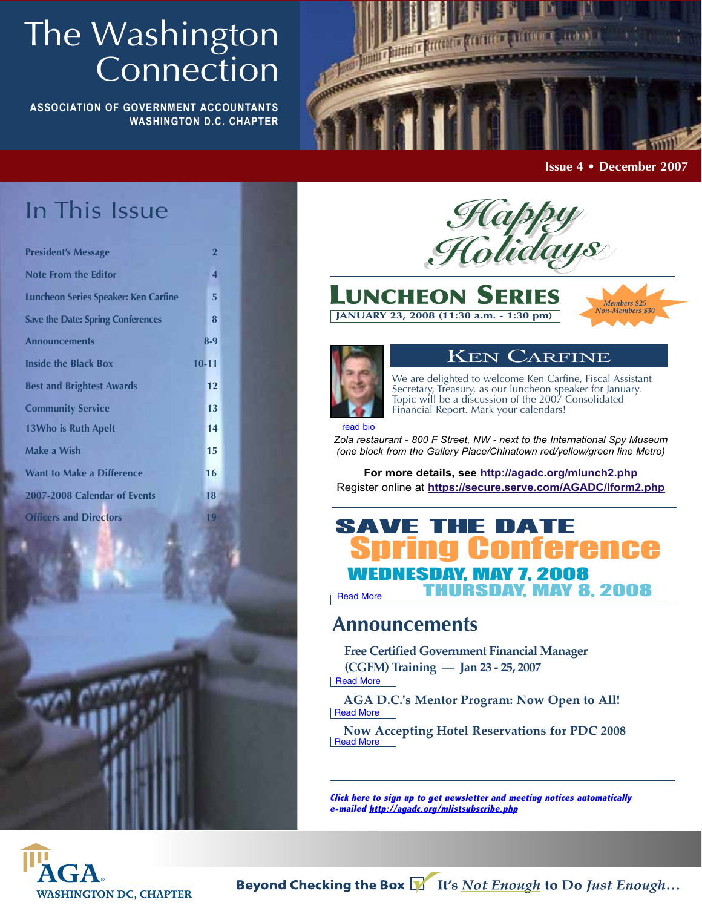# The Washington Connection

**ASSOCIATION OF GOVERNMENT ACCOUNTANTS**
**WASHINGTON D.C. CHAPTER**

**Issue 4 • December 2007**

## In This Issue

| | |
|---|---|
| President's Message | 2 |
| Note From the Editor | 4 |
| Luncheon Series Speaker: Ken Carfine | 5 |
| Save the Date: Spring Conferences | 8 |
| Announcements | 8-9 |
| Inside the Black Box | 10-11 |
| Best and Brightest Awards | 12 |
| Community Service | 13 |
| 13Who is Ruth Apelt | 14 |
| Make a Wish | 15 |
| Want to Make a Difference | 16 |
| 2007-2008 Calendar of Events | 18 |
| Officers and Directors | 19 |

*Happy Holidays*

## LUNCHEON SERIES

**JANUARY 23, 2008 (11:30 a.m. - 1:30 pm)**

*Members $25*
*Non-Members $30*

### KEN CARFINE

We are delighted to welcome Ken Carfine, Fiscal Assistant Secretary, Treasury, as our luncheon speaker for January. Topic will be a discussion of the 2007 Consolidated Financial Report. Mark your calendars!

read bio

*Zola restaurant - 800 F Street, NW - next to the International Spy Museum (one block from the Gallery Place/Chinatown red/yellow/green line Metro)*

**For more details, see http://agadc.org/mlunch2.php**
Register online at **https://secure.serve.com/AGADC/lform2.php**

## SAVE THE DATE
## Spring Conference
### WEDNESDAY, MAY 7, 2008
### THURSDAY, MAY 8, 2008

Read More

## Announcements

**Free Certified Government Financial Manager (CGFM) Training — Jan 23 - 25, 2007**
Read More

**AGA D.C.'s Mentor Program: Now Open to All!**
Read More

**Now Accepting Hotel Reservations for PDC 2008**
Read More

***Click here to sign up to get newsletter and meeting notices automatically e-mailed http://agadc.org/mlistsubscribe.php***

AGA® WASHINGTON DC, CHAPTER

**Beyond Checking the Box** It's *Not Enough* to Do *Just Enough*…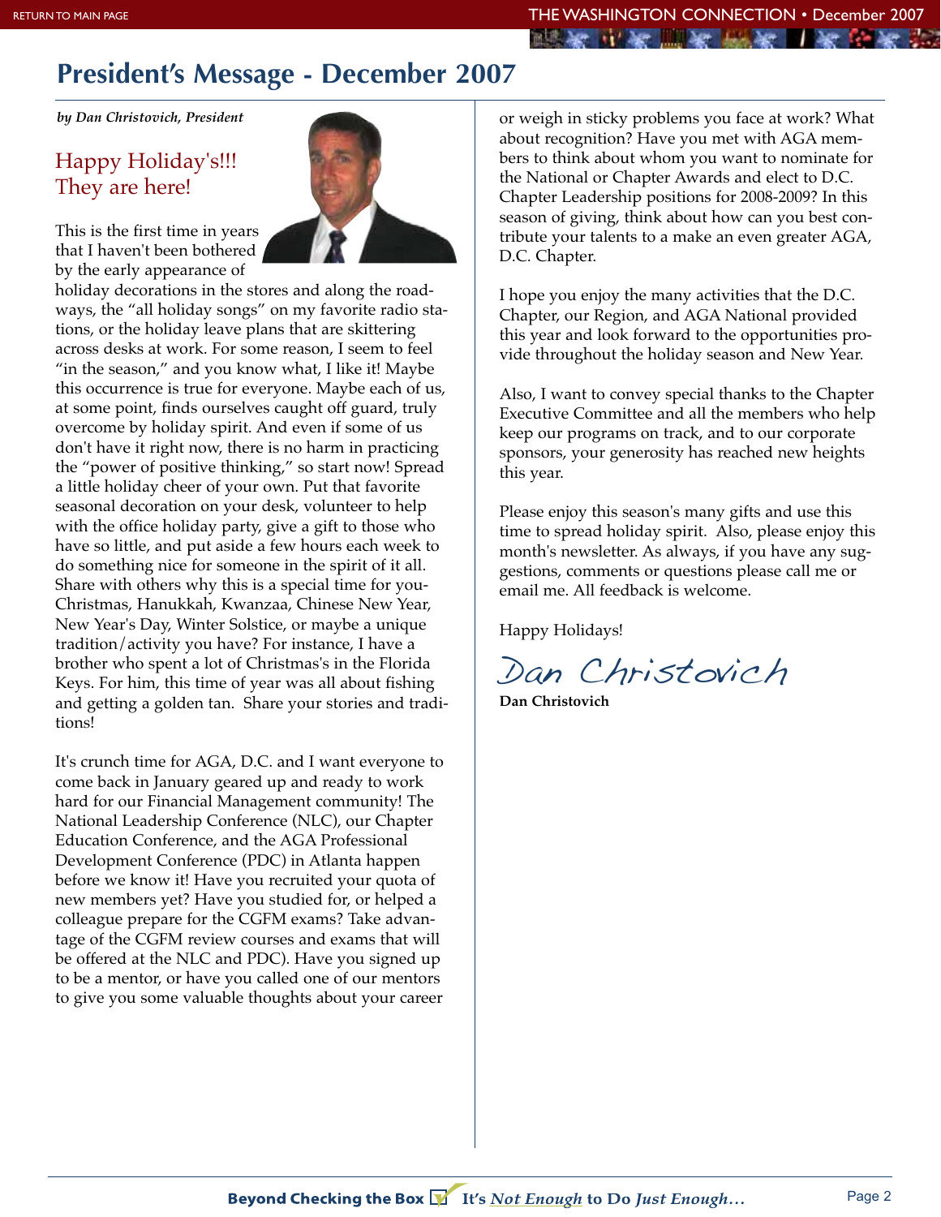# President's Message - December 2007

***by Dan Christovich, President***

## Happy Holiday's!!! They are here!

This is the first time in years that I haven't been bothered by the early appearance of holiday decorations in the stores and along the roadways, the "all holiday songs" on my favorite radio stations, or the holiday leave plans that are skittering across desks at work. For some reason, I seem to feel "in the season," and you know what, I like it! Maybe this occurrence is true for everyone. Maybe each of us, at some point, finds ourselves caught off guard, truly overcome by holiday spirit. And even if some of us don't have it right now, there is no harm in practicing the "power of positive thinking," so start now! Spread a little holiday cheer of your own. Put that favorite seasonal decoration on your desk, volunteer to help with the office holiday party, give a gift to those who have so little, and put aside a few hours each week to do something nice for someone in the spirit of it all. Share with others why this is a special time for you-Christmas, Hanukkah, Kwanzaa, Chinese New Year, New Year's Day, Winter Solstice, or maybe a unique tradition/activity you have? For instance, I have a brother who spent a lot of Christmas's in the Florida Keys. For him, this time of year was all about fishing and getting a golden tan. Share your stories and traditions!

It's crunch time for AGA, D.C. and I want everyone to come back in January geared up and ready to work hard for our Financial Management community! The National Leadership Conference (NLC), our Chapter Education Conference, and the AGA Professional Development Conference (PDC) in Atlanta happen before we know it! Have you recruited your quota of new members yet? Have you studied for, or helped a colleague prepare for the CGFM exams? Take advantage of the CGFM review courses and exams that will be offered at the NLC and PDC). Have you signed up to be a mentor, or have you called one of our mentors to give you some valuable thoughts about your career or weigh in sticky problems you face at work? What about recognition? Have you met with AGA members to think about whom you want to nominate for the National or Chapter Awards and elect to D.C. Chapter Leadership positions for 2008-2009? In this season of giving, think about how can you best contribute your talents to a make an even greater AGA, D.C. Chapter.

I hope you enjoy the many activities that the D.C. Chapter, our Region, and AGA National provided this year and look forward to the opportunities provide throughout the holiday season and New Year.

Also, I want to convey special thanks to the Chapter Executive Committee and all the members who help keep our programs on track, and to our corporate sponsors, your generosity has reached new heights this year.

Please enjoy this season's many gifts and use this time to spread holiday spirit. Also, please enjoy this month's newsletter. As always, if you have any suggestions, comments or questions please call me or email me. All feedback is welcome.

Happy Holidays!

*Dan Christovich*

**Dan Christovich**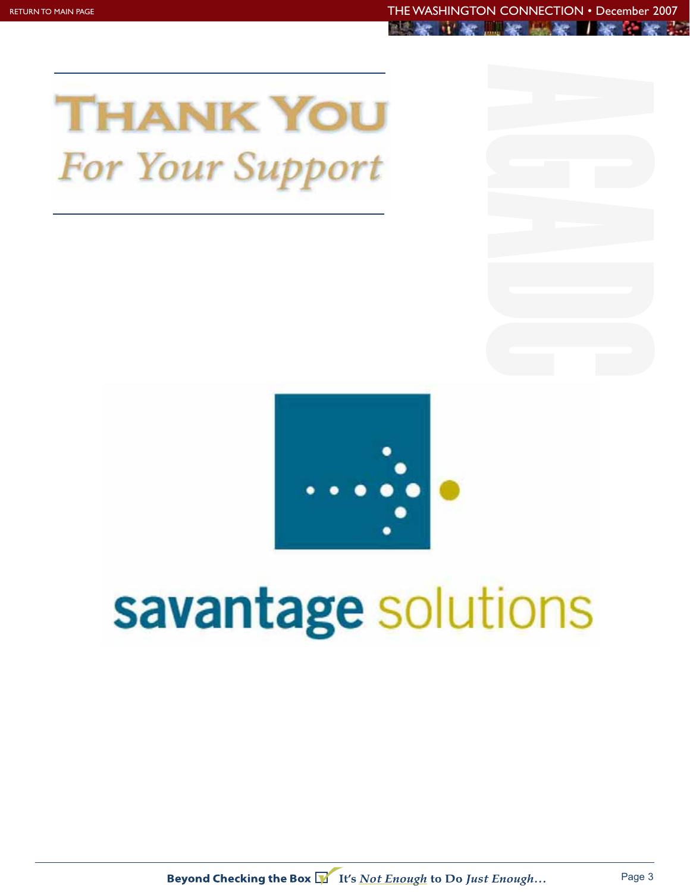# THANK YOU

*For Your Support*

savantage solutions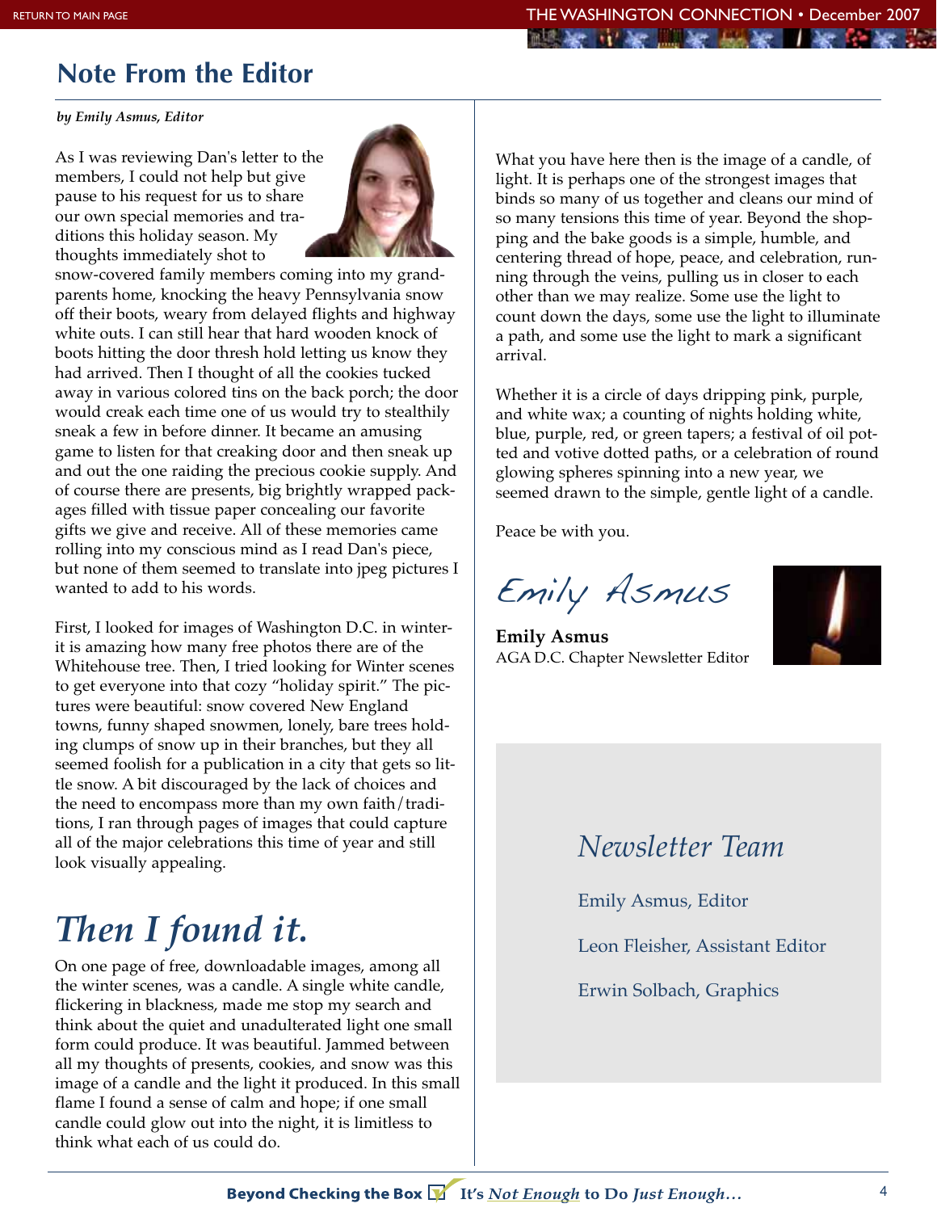# Note From the Editor

***by Emily Asmus, Editor***

As I was reviewing Dan's letter to the members, I could not help but give pause to his request for us to share our own special memories and traditions this holiday season. My thoughts immediately shot to snow-covered family members coming into my grandparents home, knocking the heavy Pennsylvania snow off their boots, weary from delayed flights and highway white outs. I can still hear that hard wooden knock of boots hitting the door thresh hold letting us know they had arrived. Then I thought of all the cookies tucked away in various colored tins on the back porch; the door would creak each time one of us would try to stealthily sneak a few in before dinner. It became an amusing game to listen for that creaking door and then sneak up and out the one raiding the precious cookie supply. And of course there are presents, big brightly wrapped packages filled with tissue paper concealing our favorite gifts we give and receive. All of these memories came rolling into my conscious mind as I read Dan's piece, but none of them seemed to translate into jpeg pictures I wanted to add to his words.

First, I looked for images of Washington D.C. in winter- it is amazing how many free photos there are of the Whitehouse tree. Then, I tried looking for Winter scenes to get everyone into that cozy "holiday spirit." The pictures were beautiful: snow covered New England towns, funny shaped snowmen, lonely, bare trees holding clumps of snow up in their branches, but they all seemed foolish for a publication in a city that gets so little snow. A bit discouraged by the lack of choices and the need to encompass more than my own faith/traditions, I ran through pages of images that could capture all of the major celebrations this time of year and still look visually appealing.

## *Then I found it.*

On one page of free, downloadable images, among all the winter scenes, was a candle. A single white candle, flickering in blackness, made me stop my search and think about the quiet and unadulterated light one small form could produce. It was beautiful. Jammed between all my thoughts of presents, cookies, and snow was this image of a candle and the light it produced. In this small flame I found a sense of calm and hope; if one small candle could glow out into the night, it is limitless to think what each of us could do.

What you have here then is the image of a candle, of light. It is perhaps one of the strongest images that binds so many of us together and cleans our mind of so many tensions this time of year. Beyond the shopping and the bake goods is a simple, humble, and centering thread of hope, peace, and celebration, running through the veins, pulling us in closer to each other than we may realize. Some use the light to count down the days, some use the light to illuminate a path, and some use the light to mark a significant arrival.

Whether it is a circle of days dripping pink, purple, and white wax; a counting of nights holding white, blue, purple, red, or green tapers; a festival of oil potted and votive dotted paths, or a celebration of round glowing spheres spinning into a new year, we seemed drawn to the simple, gentle light of a candle.

Peace be with you.

*Emily Asmus*

**Emily Asmus**
AGA D.C. Chapter Newsletter Editor

## *Newsletter Team*

Emily Asmus, Editor

Leon Fleisher, Assistant Editor

Erwin Solbach, Graphics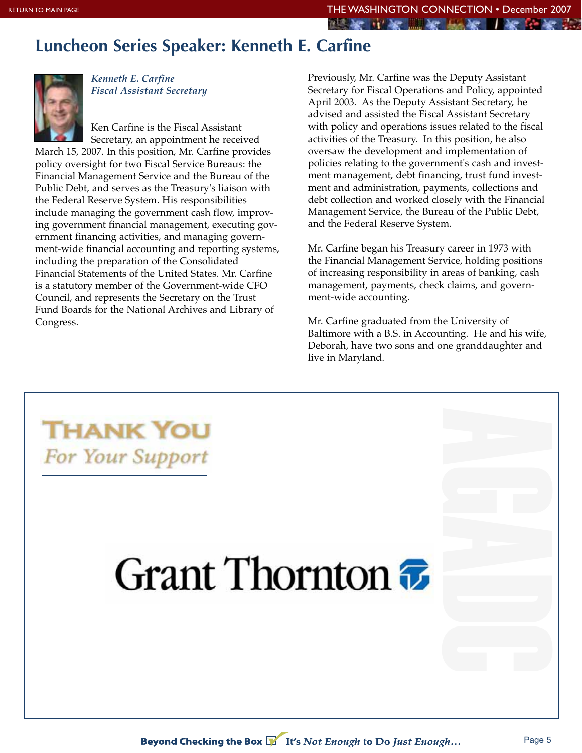## Luncheon Series Speaker: Kenneth E. Carfine

*Kenneth E. Carfine*
*Fiscal Assistant Secretary*

Ken Carfine is the Fiscal Assistant Secretary, an appointment he received March 15, 2007. In this position, Mr. Carfine provides policy oversight for two Fiscal Service Bureaus: the Financial Management Service and the Bureau of the Public Debt, and serves as the Treasury's liaison with the Federal Reserve System. His responsibilities include managing the government cash flow, improving government financial management, executing government financing activities, and managing government-wide financial accounting and reporting systems, including the preparation of the Consolidated Financial Statements of the United States. Mr. Carfine is a statutory member of the Government-wide CFO Council, and represents the Secretary on the Trust Fund Boards for the National Archives and Library of Congress.

Previously, Mr. Carfine was the Deputy Assistant Secretary for Fiscal Operations and Policy, appointed April 2003. As the Deputy Assistant Secretary, he advised and assisted the Fiscal Assistant Secretary with policy and operations issues related to the fiscal activities of the Treasury. In this position, he also oversaw the development and implementation of policies relating to the government's cash and investment management, debt financing, trust fund investment and administration, payments, collections and debt collection and worked closely with the Financial Management Service, the Bureau of the Public Debt, and the Federal Reserve System.

Mr. Carfine began his Treasury career in 1973 with the Financial Management Service, holding positions of increasing responsibility in areas of banking, cash management, payments, check claims, and government-wide accounting.

Mr. Carfine graduated from the University of Baltimore with a B.S. in Accounting. He and his wife, Deborah, have two sons and one granddaughter and live in Maryland.

**THANK YOU**
*For Your Support*

**Grant Thornton**

AGADC

**Beyond Checking the Box** It's *Not Enough* to Do *Just Enough…*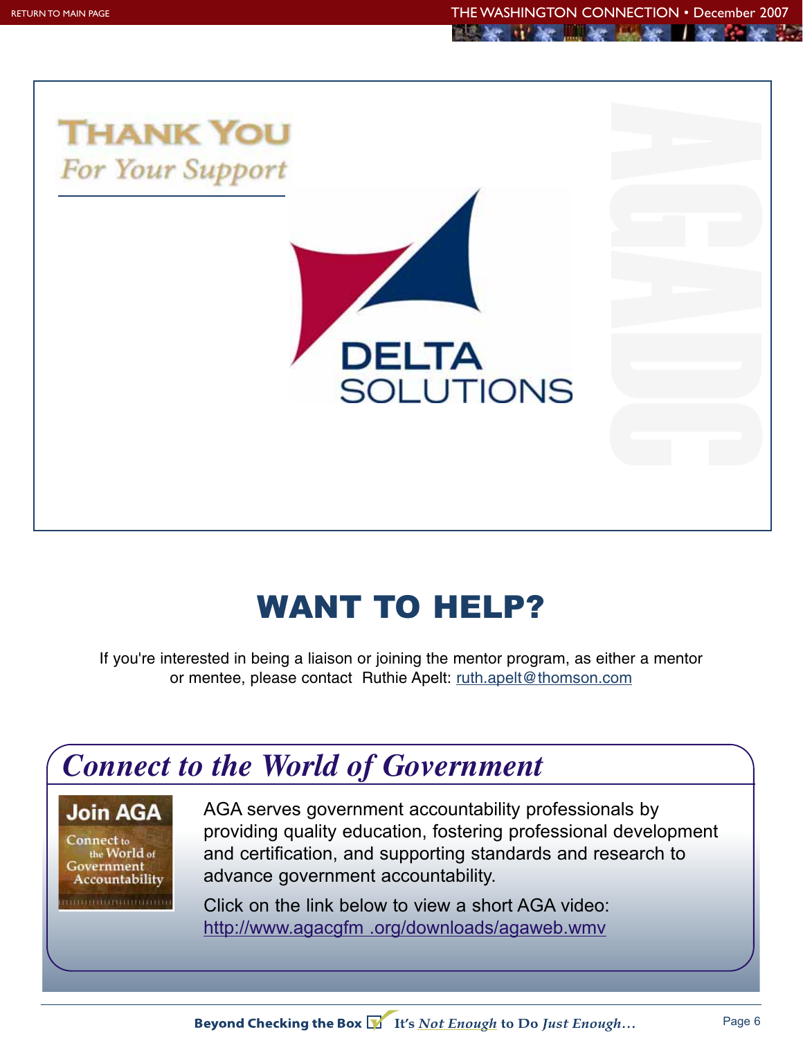## THANK YOU

*For Your Support*

DELTA SOLUTIONS

# WANT TO HELP?

If you're interested in being a liaison or joining the mentor program, as either a mentor or mentee, please contact Ruthie Apelt: ruth.apelt@thomson.com

## *Connect to the World of Government*

Join AGA — Connect to the World of Government Accountability

AGA serves government accountability professionals by providing quality education, fostering professional development and certification, and supporting standards and research to advance government accountability.

Click on the link below to view a short AGA video: http://www.agacgfm .org/downloads/agaweb.wmv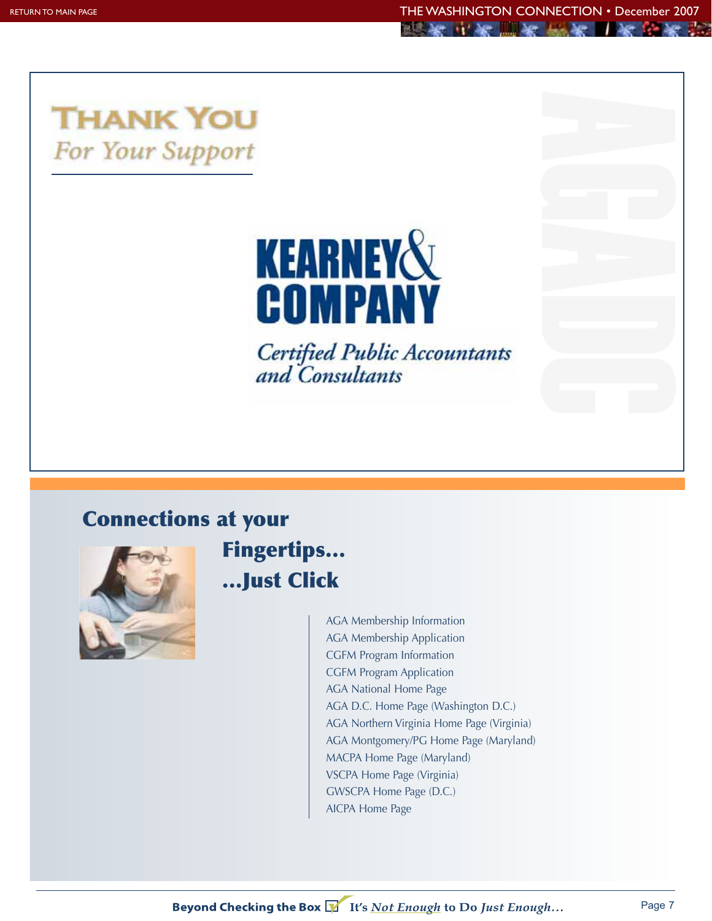## THANK YOU

*For Your Support*

**KEARNEY & COMPANY**

*Certified Public Accountants and Consultants*

AGADC

## Connections at your Fingertips... ...Just Click

- AGA Membership Information
- AGA Membership Application
- CGFM Program Information
- CGFM Program Application
- AGA National Home Page
- AGA D.C. Home Page (Washington D.C.)
- AGA Northern Virginia Home Page (Virginia)
- AGA Montgomery/PG Home Page (Maryland)
- MACPA Home Page (Maryland)
- VSCPA Home Page (Virginia)
- GWSCPA Home Page (D.C.)
- AICPA Home Page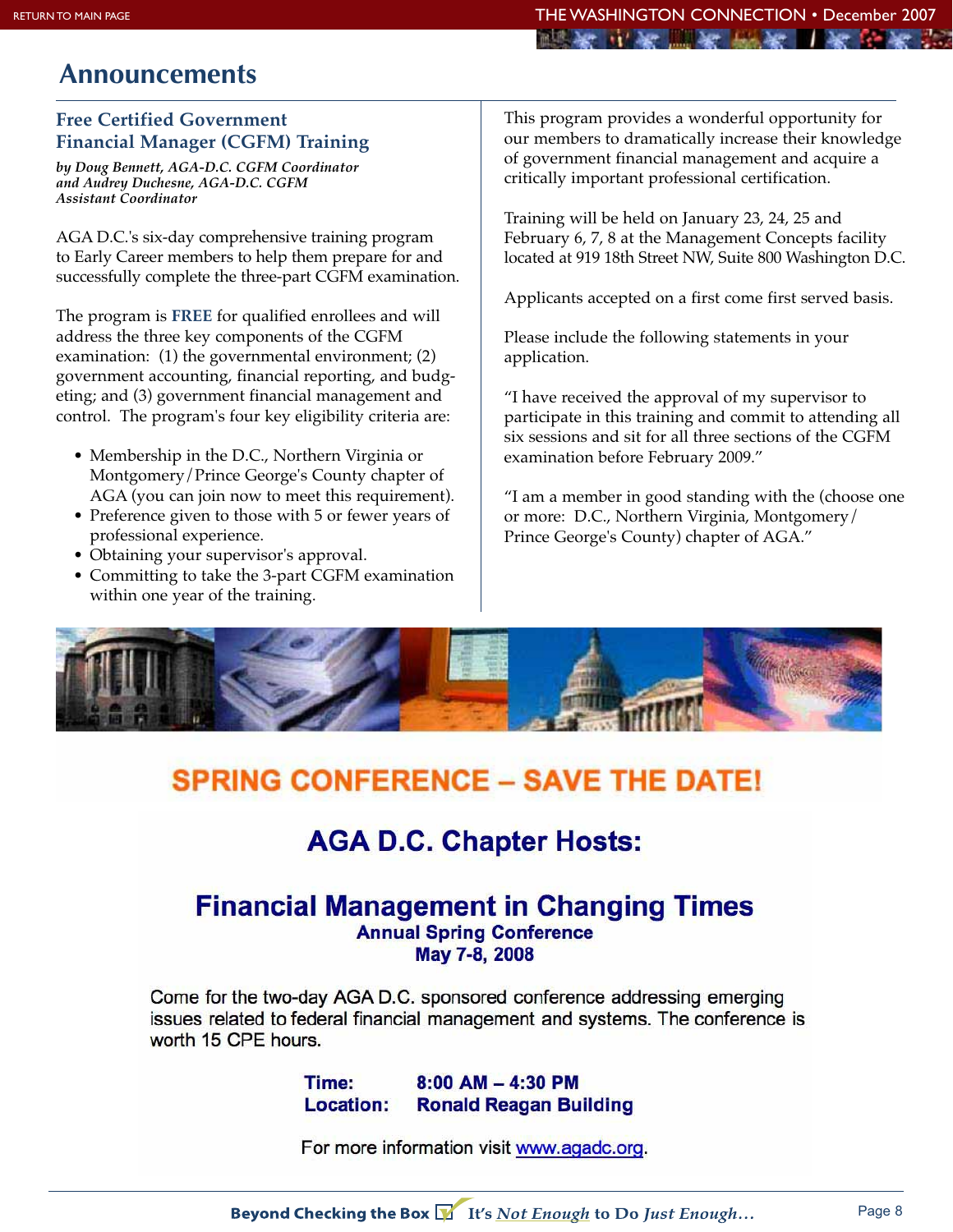## Announcements

### Free Certified Government Financial Manager (CGFM) Training

*by Doug Bennett, AGA-D.C. CGFM Coordinator and Audrey Duchesne, AGA-D.C. CGFM Assistant Coordinator*

AGA D.C.'s six-day comprehensive training program to Early Career members to help them prepare for and successfully complete the three-part CGFM examination.

The program is **FREE** for qualified enrollees and will address the three key components of the CGFM examination: (1) the governmental environment; (2) government accounting, financial reporting, and budgeting; and (3) government financial management and control. The program's four key eligibility criteria are:

- Membership in the D.C., Northern Virginia or Montgomery/Prince George's County chapter of AGA (you can join now to meet this requirement).
- Preference given to those with 5 or fewer years of professional experience.
- Obtaining your supervisor's approval.
- Committing to take the 3-part CGFM examination within one year of the training.

This program provides a wonderful opportunity for our members to dramatically increase their knowledge of government financial management and acquire a critically important professional certification.

Training will be held on January 23, 24, 25 and February 6, 7, 8 at the Management Concepts facility located at 919 18th Street NW, Suite 800 Washington D.C.

Applicants accepted on a first come first served basis.

Please include the following statements in your application.

"I have received the approval of my supervisor to participate in this training and commit to attending all six sessions and sit for all three sections of the CGFM examination before February 2009."

"I am a member in good standing with the (choose one or more: D.C., Northern Virginia, Montgomery/Prince George's County) chapter of AGA."

## SPRING CONFERENCE – SAVE THE DATE!

### AGA D.C. Chapter Hosts:

### Financial Management in Changing Times

**Annual Spring Conference**
**May 7-8, 2008**

Come for the two-day AGA D.C. sponsored conference addressing emerging issues related to federal financial management and systems. The conference is worth 15 CPE hours.

**Time:** 8:00 AM – 4:30 PM
**Location:** Ronald Reagan Building

For more information visit www.agadc.org.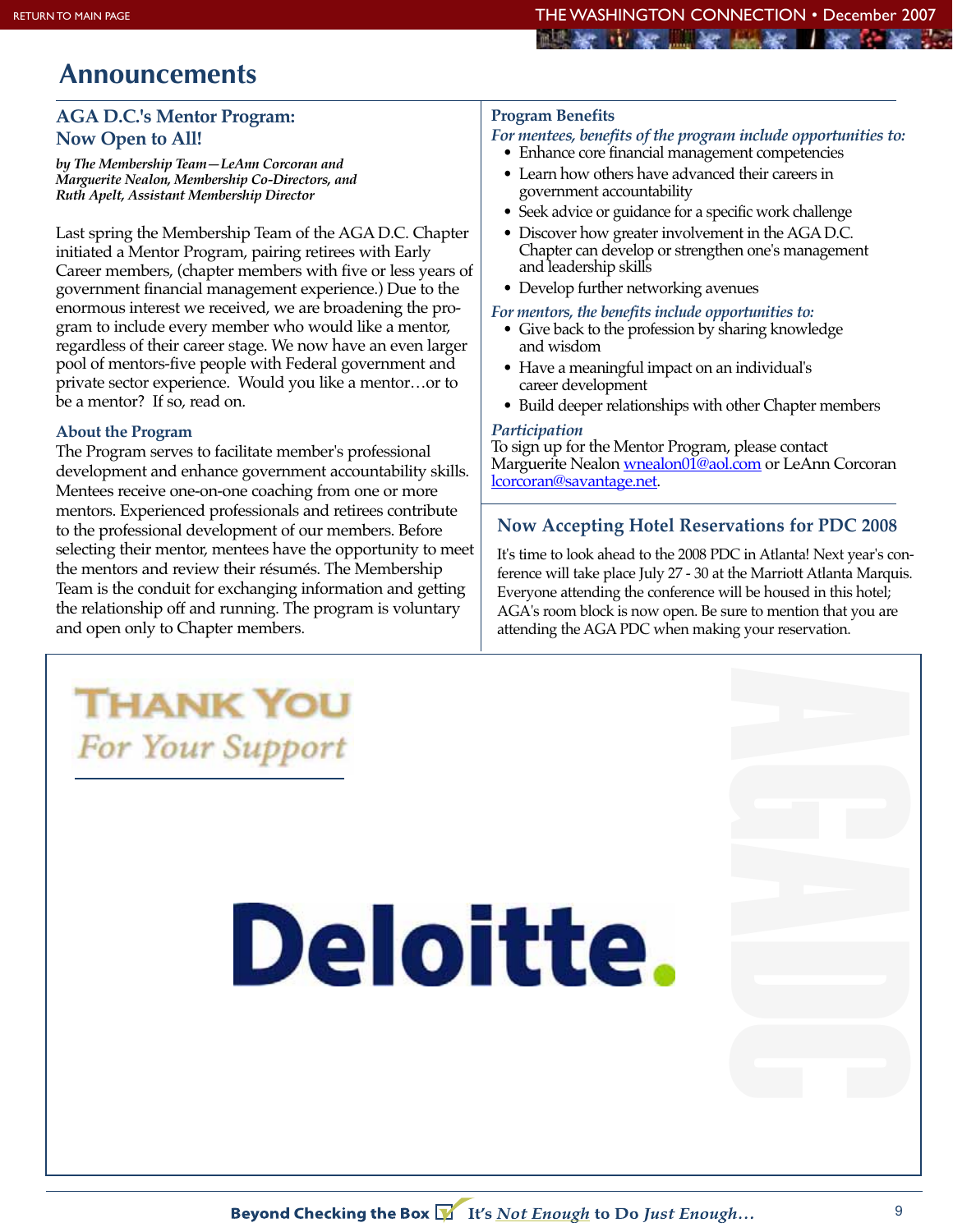# Announcements

## AGA D.C.'s Mentor Program: Now Open to All!

*by The Membership Team—LeAnn Corcoran and Marguerite Nealon, Membership Co-Directors, and Ruth Apelt, Assistant Membership Director*

Last spring the Membership Team of the AGA D.C. Chapter initiated a Mentor Program, pairing retirees with Early Career members, (chapter members with five or less years of government financial management experience.) Due to the enormous interest we received, we are broadening the program to include every member who would like a mentor, regardless of their career stage. We now have an even larger pool of mentors-five people with Federal government and private sector experience. Would you like a mentor…or to be a mentor? If so, read on.

### About the Program

The Program serves to facilitate member's professional development and enhance government accountability skills. Mentees receive one-on-one coaching from one or more mentors. Experienced professionals and retirees contribute to the professional development of our members. Before selecting their mentor, mentees have the opportunity to meet the mentors and review their résumés. The Membership Team is the conduit for exchanging information and getting the relationship off and running. The program is voluntary and open only to Chapter members.

### Program Benefits

*For mentees, benefits of the program include opportunities to:*

- Enhance core financial management competencies
- Learn how others have advanced their careers in government accountability
- Seek advice or guidance for a specific work challenge
- Discover how greater involvement in the AGA D.C. Chapter can develop or strengthen one's management and leadership skills
- Develop further networking avenues

*For mentors, the benefits include opportunities to:*

- Give back to the profession by sharing knowledge and wisdom
- Have a meaningful impact on an individual's career development
- Build deeper relationships with other Chapter members

### *Participation*

To sign up for the Mentor Program, please contact Marguerite Nealon wnealon01@aol.com or LeAnn Corcoran lcorcoran@savantage.net.

## Now Accepting Hotel Reservations for PDC 2008

It's time to look ahead to the 2008 PDC in Atlanta! Next year's conference will take place July 27 - 30 at the Marriott Atlanta Marquis. Everyone attending the conference will be housed in this hotel; AGA's room block is now open. Be sure to mention that you are attending the AGA PDC when making your reservation.

**THANK YOU**
*For Your Support*

**Deloitte.**

AGADC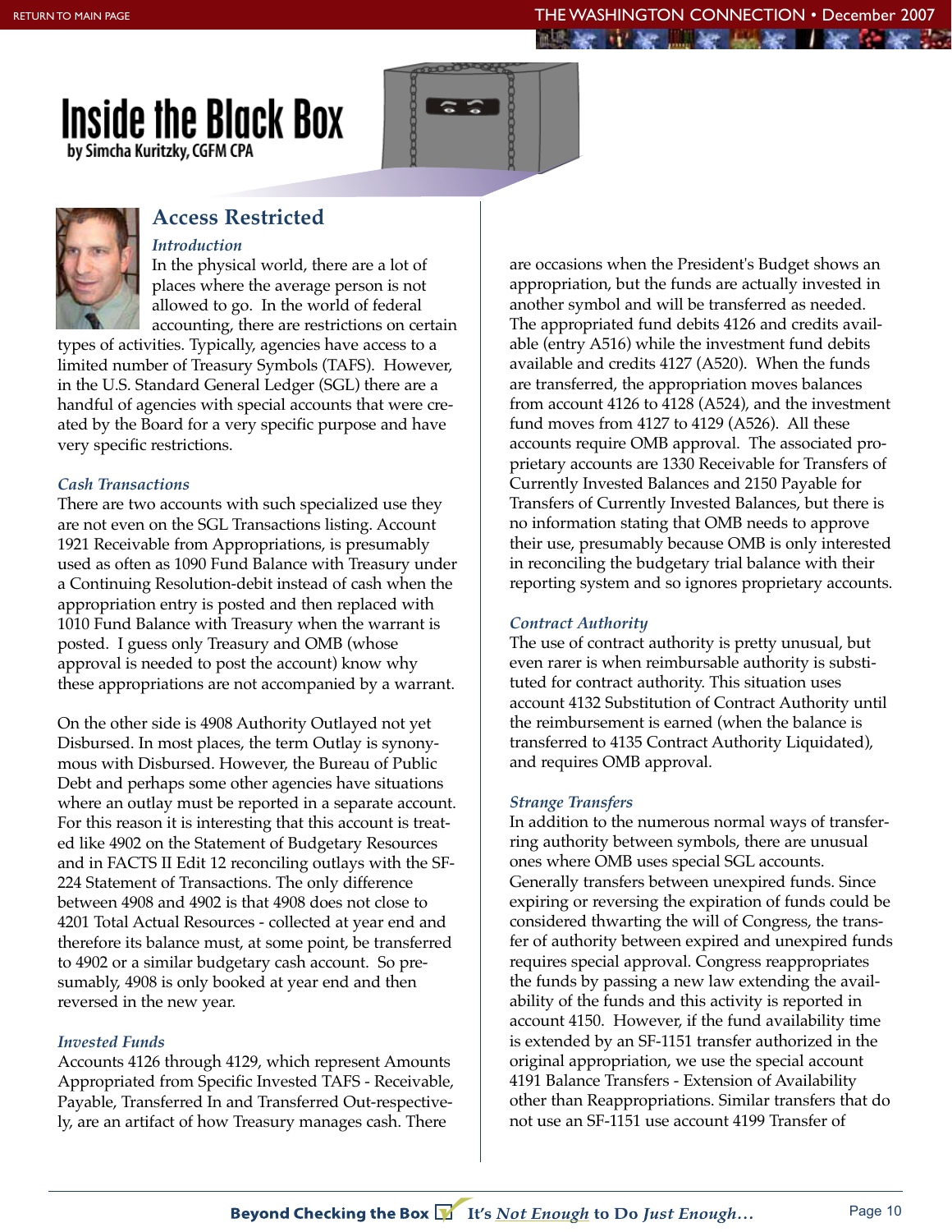# Inside the Black Box

by Simcha Kuritzky, CGFM CPA

## Access Restricted

### *Introduction*

In the physical world, there are a lot of places where the average person is not allowed to go. In the world of federal accounting, there are restrictions on certain types of activities. Typically, agencies have access to a limited number of Treasury Symbols (TAFS). However, in the U.S. Standard General Ledger (SGL) there are a handful of agencies with special accounts that were created by the Board for a very specific purpose and have very specific restrictions.

### *Cash Transactions*

There are two accounts with such specialized use they are not even on the SGL Transactions listing. Account 1921 Receivable from Appropriations, is presumably used as often as 1090 Fund Balance with Treasury under a Continuing Resolution-debit instead of cash when the appropriation entry is posted and then replaced with 1010 Fund Balance with Treasury when the warrant is posted. I guess only Treasury and OMB (whose approval is needed to post the account) know why these appropriations are not accompanied by a warrant.

On the other side is 4908 Authority Outlayed not yet Disbursed. In most places, the term Outlay is synonymous with Disbursed. However, the Bureau of Public Debt and perhaps some other agencies have situations where an outlay must be reported in a separate account. For this reason it is interesting that this account is treated like 4902 on the Statement of Budgetary Resources and in FACTS II Edit 12 reconciling outlays with the SF-224 Statement of Transactions. The only difference between 4908 and 4902 is that 4908 does not close to 4201 Total Actual Resources - collected at year end and therefore its balance must, at some point, be transferred to 4902 or a similar budgetary cash account. So presumably, 4908 is only booked at year end and then reversed in the new year.

### *Invested Funds*

Accounts 4126 through 4129, which represent Amounts Appropriated from Specific Invested TAFS - Receivable, Payable, Transferred In and Transferred Out-respectively, are an artifact of how Treasury manages cash. There are occasions when the President's Budget shows an appropriation, but the funds are actually invested in another symbol and will be transferred as needed. The appropriated fund debits 4126 and credits available (entry A516) while the investment fund debits available and credits 4127 (A520). When the funds are transferred, the appropriation moves balances from account 4126 to 4128 (A524), and the investment fund moves from 4127 to 4129 (A526). All these accounts require OMB approval. The associated proprietary accounts are 1330 Receivable for Transfers of Currently Invested Balances and 2150 Payable for Transfers of Currently Invested Balances, but there is no information stating that OMB needs to approve their use, presumably because OMB is only interested in reconciling the budgetary trial balance with their reporting system and so ignores proprietary accounts.

### *Contract Authority*

The use of contract authority is pretty unusual, but even rarer is when reimbursable authority is substituted for contract authority. This situation uses account 4132 Substitution of Contract Authority until the reimbursement is earned (when the balance is transferred to 4135 Contract Authority Liquidated), and requires OMB approval.

### *Strange Transfers*

In addition to the numerous normal ways of transferring authority between symbols, there are unusual ones where OMB uses special SGL accounts. Generally transfers between unexpired funds. Since expiring or reversing the expiration of funds could be considered thwarting the will of Congress, the transfer of authority between expired and unexpired funds requires special approval. Congress reappropriates the funds by passing a new law extending the availability of the funds and this activity is reported in account 4150. However, if the fund availability time is extended by an SF-1151 transfer authorized in the original appropriation, we use the special account 4191 Balance Transfers - Extension of Availability other than Reappropriations. Similar transfers that do not use an SF-1151 use account 4199 Transfer of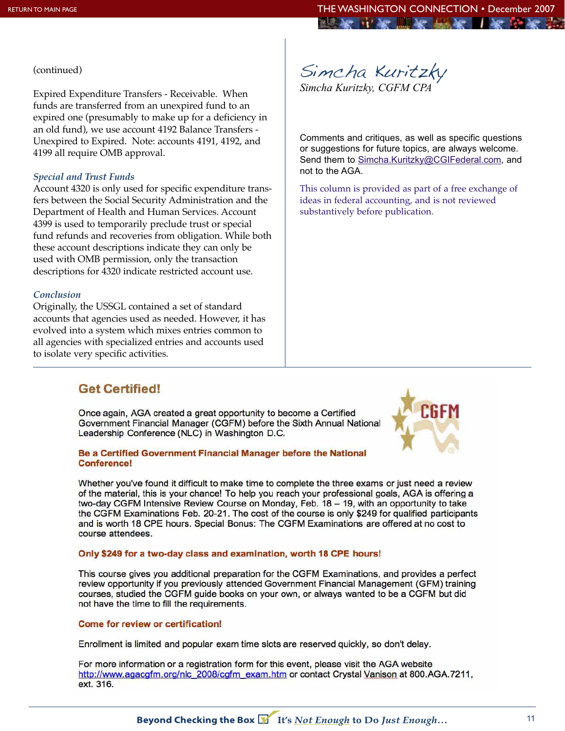(continued)

Expired Expenditure Transfers - Receivable. When funds are transferred from an unexpired fund to an expired one (presumably to make up for a deficiency in an old fund), we use account 4192 Balance Transfers - Unexpired to Expired. Note: accounts 4191, 4192, and 4199 all require OMB approval.

### *Special and Trust Funds*

Account 4320 is only used for specific expenditure transfers between the Social Security Administration and the Department of Health and Human Services. Account 4399 is used to temporarily preclude trust or special fund refunds and recoveries from obligation. While both these account descriptions indicate they can only be used with OMB permission, only the transaction descriptions for 4320 indicate restricted account use.

### *Conclusion*

Originally, the USSGL contained a set of standard accounts that agencies used as needed. However, it has evolved into a system which mixes entries common to all agencies with specialized entries and accounts used to isolate very specific activities.

*Simcha Kuritzky*

*Simcha Kuritzky, CGFM CPA*

Comments and critiques, as well as specific questions or suggestions for future topics, are always welcome. Send them to Simcha.Kuritzky@CGIFederal.com, and not to the AGA.

This column is provided as part of a free exchange of ideas in federal accounting, and is not reviewed substantively before publication.

## Get Certified!

Once again, AGA created a great opportunity to become a Certified Government Financial Manager (CGFM) before the Sixth Annual National Leadership Conference (NLC) in Washington D.C.

**Be a Certified Government Financial Manager before the National Conference!**

Whether you've found it difficult to make time to complete the three exams or just need a review of the material, this is your chance! To help you reach your professional goals, AGA is offering a two-day CGFM Intensive Review Course on Monday, Feb. 18 – 19, with an opportunity to take the CGFM Examinations Feb. 20-21. The cost of the course is only $249 for qualified participants and is worth 18 CPE hours. Special Bonus: The CGFM Examinations are offered at no cost to course attendees.

**Only $249 for a two-day class and examination, worth 18 CPE hours!**

This course gives you additional preparation for the CGFM Examinations, and provides a perfect review opportunity if you previously attended Government Financial Management (GFM) training courses, studied the CGFM guide books on your own, or always wanted to be a CGFM but did not have the time to fill the requirements.

**Come for review or certification!**

Enrollment is limited and popular exam time slots are reserved quickly, so don't delay.

For more information or a registration form for this event, please visit the AGA website http://www.agacgfm.org/nlc_2008/cgfm_exam.htm or contact Crystal Vanison at 800.AGA.7211, ext. 316.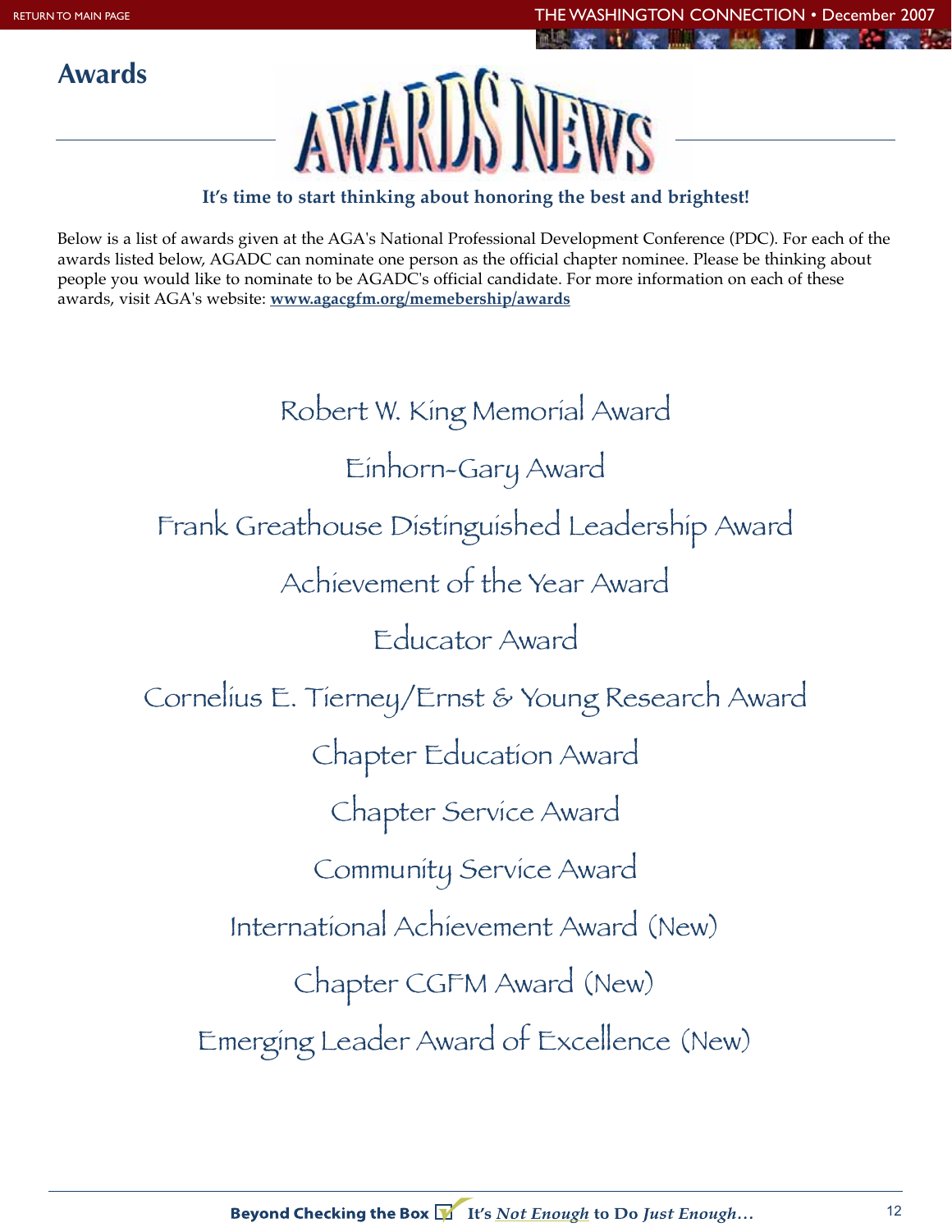## Awards

# AWARDS NEWS

**It's time to start thinking about honoring the best and brightest!**

Below is a list of awards given at the AGA's National Professional Development Conference (PDC). For each of the awards listed below, AGADC can nominate one person as the official chapter nominee. Please be thinking about people you would like to nominate to be AGADC's official candidate. For more information on each of these awards, visit AGA's website: **www.agacgfm.org/memebership/awards**

Robert W. King Memorial Award

Einhorn-Gary Award

Frank Greathouse Distinguished Leadership Award

Achievement of the Year Award

Educator Award

Cornelius E. Tierney/Ernst & Young Research Award

Chapter Education Award

Chapter Service Award

Community Service Award

International Achievement Award (New)

Chapter CGFM Award (New)

Emerging Leader Award of Excellence (New)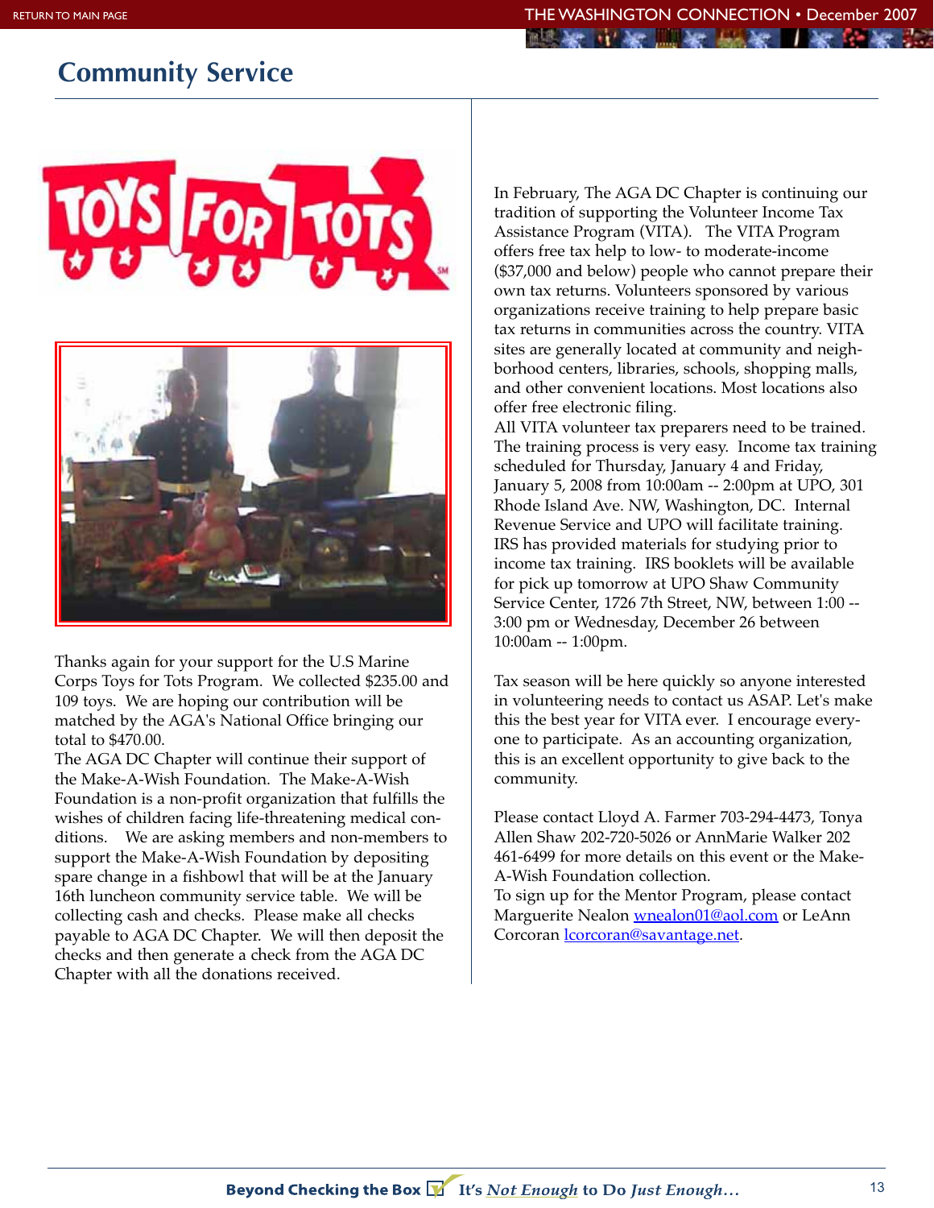## Community Service

Thanks again for your support for the U.S Marine Corps Toys for Tots Program. We collected $235.00 and 109 toys. We are hoping our contribution will be matched by the AGA's National Office bringing our total to $470.00.

The AGA DC Chapter will continue their support of the Make-A-Wish Foundation. The Make-A-Wish Foundation is a non-profit organization that fulfills the wishes of children facing life-threatening medical conditions. We are asking members and non-members to support the Make-A-Wish Foundation by depositing spare change in a fishbowl that will be at the January 16th luncheon community service table. We will be collecting cash and checks. Please make all checks payable to AGA DC Chapter. We will then deposit the checks and then generate a check from the AGA DC Chapter with all the donations received.

In February, The AGA DC Chapter is continuing our tradition of supporting the Volunteer Income Tax Assistance Program (VITA). The VITA Program offers free tax help to low- to moderate-income ($37,000 and below) people who cannot prepare their own tax returns. Volunteers sponsored by various organizations receive training to help prepare basic tax returns in communities across the country. VITA sites are generally located at community and neighborhood centers, libraries, schools, shopping malls, and other convenient locations. Most locations also offer free electronic filing.

All VITA volunteer tax preparers need to be trained. The training process is very easy. Income tax training scheduled for Thursday, January 4 and Friday, January 5, 2008 from 10:00am -- 2:00pm at UPO, 301 Rhode Island Ave. NW, Washington, DC. Internal Revenue Service and UPO will facilitate training. IRS has provided materials for studying prior to income tax training. IRS booklets will be available for pick up tomorrow at UPO Shaw Community Service Center, 1726 7th Street, NW, between 1:00 -- 3:00 pm or Wednesday, December 26 between 10:00am -- 1:00pm.

Tax season will be here quickly so anyone interested in volunteering needs to contact us ASAP. Let's make this the best year for VITA ever. I encourage everyone to participate. As an accounting organization, this is an excellent opportunity to give back to the community.

Please contact Lloyd A. Farmer 703-294-4473, Tonya Allen Shaw 202-720-5026 or AnnMarie Walker 202 461-6499 for more details on this event or the Make-A-Wish Foundation collection.

To sign up for the Mentor Program, please contact Marguerite Nealon [wnealon01@aol.com](mailto:wnealon01@aol.com) or LeAnn Corcoran [lcorcoran@savantage.net](mailto:lcorcoran@savantage.net).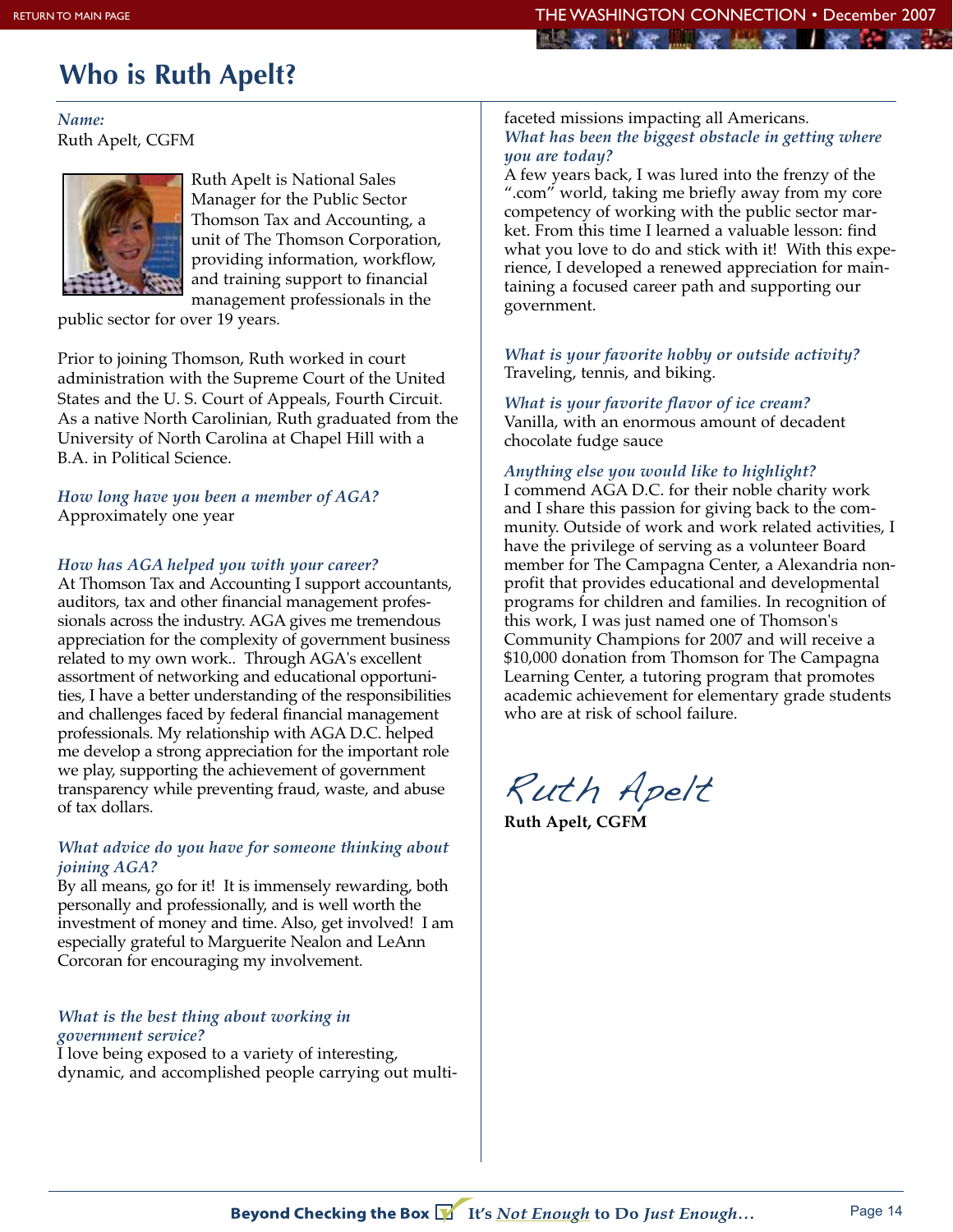# Who is Ruth Apelt?

*Name:*
Ruth Apelt, CGFM

Ruth Apelt is National Sales Manager for the Public Sector Thomson Tax and Accounting, a unit of The Thomson Corporation, providing information, workflow, and training support to financial management professionals in the public sector for over 19 years.

Prior to joining Thomson, Ruth worked in court administration with the Supreme Court of the United States and the U. S. Court of Appeals, Fourth Circuit. As a native North Carolinian, Ruth graduated from the University of North Carolina at Chapel Hill with a B.A. in Political Science.

*How long have you been a member of AGA?*
Approximately one year

*How has AGA helped you with your career?*
At Thomson Tax and Accounting I support accountants, auditors, tax and other financial management professionals across the industry. AGA gives me tremendous appreciation for the complexity of government business related to my own work.. Through AGA's excellent assortment of networking and educational opportunities, I have a better understanding of the responsibilities and challenges faced by federal financial management professionals. My relationship with AGA D.C. helped me develop a strong appreciation for the important role we play, supporting the achievement of government transparency while preventing fraud, waste, and abuse of tax dollars.

*What advice do you have for someone thinking about joining AGA?*
By all means, go for it! It is immensely rewarding, both personally and professionally, and is well worth the investment of money and time. Also, get involved! I am especially grateful to Marguerite Nealon and LeAnn Corcoran for encouraging my involvement.

*What is the best thing about working in government service?*
I love being exposed to a variety of interesting, dynamic, and accomplished people carrying out multi-faceted missions impacting all Americans.

*What has been the biggest obstacle in getting where you are today?*
A few years back, I was lured into the frenzy of the ".com" world, taking me briefly away from my core competency of working with the public sector market. From this time I learned a valuable lesson: find what you love to do and stick with it! With this experience, I developed a renewed appreciation for maintaining a focused career path and supporting our government.

*What is your favorite hobby or outside activity?*
Traveling, tennis, and biking.

*What is your favorite flavor of ice cream?*
Vanilla, with an enormous amount of decadent chocolate fudge sauce

*Anything else you would like to highlight?*
I commend AGA D.C. for their noble charity work and I share this passion for giving back to the community. Outside of work and work related activities, I have the privilege of serving as a volunteer Board member for The Campagna Center, a Alexandria non-profit that provides educational and developmental programs for children and families. In recognition of this work, I was just named one of Thomson's Community Champions for 2007 and will receive a $10,000 donation from Thomson for The Campagna Learning Center, a tutoring program that promotes academic achievement for elementary grade students who are at risk of school failure.

*Ruth Apelt*
**Ruth Apelt, CGFM**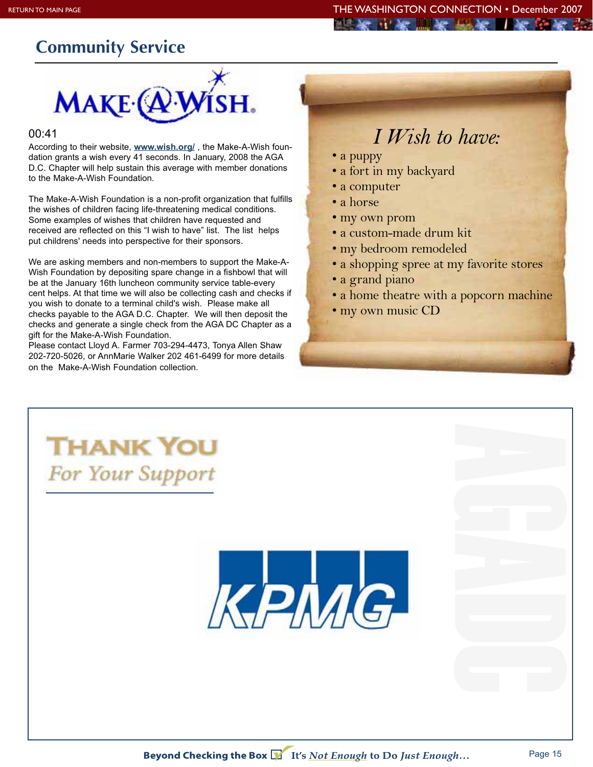## Community Service

MAKE-A-WISH

00:41

According to their website, **www.wish.org/** , the Make-A-Wish foundation grants a wish every 41 seconds. In January, 2008 the AGA D.C. Chapter will help sustain this average with member donations to the Make-A-Wish Foundation.

The Make-A-Wish Foundation is a non-profit organization that fulfills the wishes of children facing life-threatening medical conditions. Some examples of wishes that children have requested and received are reflected on this "I wish to have" list. The list helps put childrens' needs into perspective for their sponsors.

We are asking members and non-members to support the Make-A-Wish Foundation by depositing spare change in a fishbowl that will be at the January 16th luncheon community service table-every cent helps. At that time we will also be collecting cash and checks if you wish to donate to a terminal child's wish. Please make all checks payable to the AGA D.C. Chapter. We will then deposit the checks and generate a single check from the AGA DC Chapter as a gift for the Make-A-Wish Foundation.
Please contact Lloyd A. Farmer 703-294-4473, Tonya Allen Shaw 202-720-5026, or AnnMarie Walker 202 461-6499 for more details on the Make-A-Wish Foundation collection.

### *I Wish to have:*

- a puppy
- a fort in my backyard
- a computer
- a horse
- my own prom
- a custom-made drum kit
- my bedroom remodeled
- a shopping spree at my favorite stores
- a grand piano
- a home theatre with a popcorn machine
- my own music CD

**THANK YOU**
*For Your Support*

KPMG

AGADC

**Beyond Checking the Box** It's *Not Enough* to Do *Just Enough…*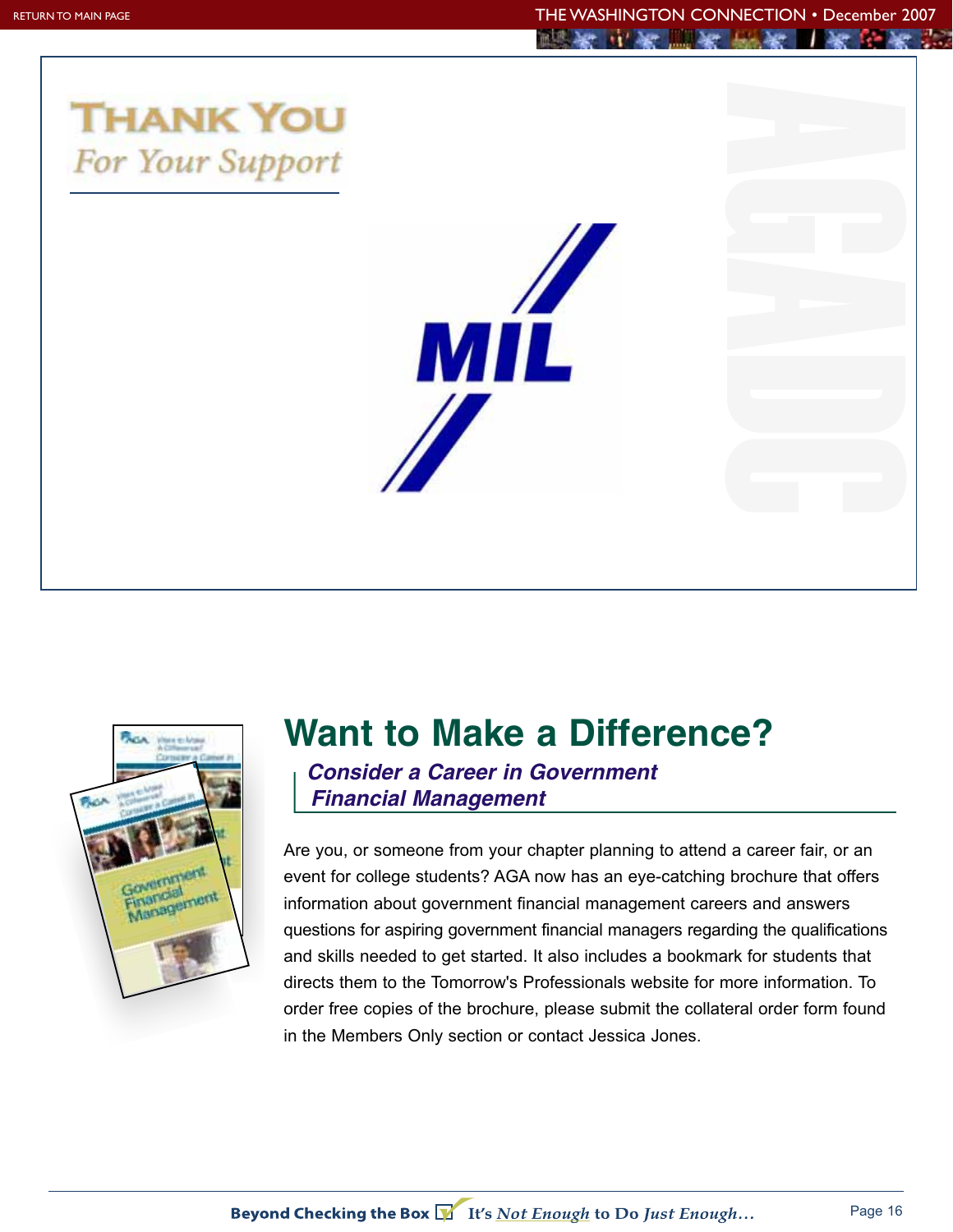RETURN TO MAIN PAGE

## THANK YOU
*For Your Support*

MIL

AGADC

# Want to Make a Difference?

### *Consider a Career in Government Financial Management*

Are you, or someone from your chapter planning to attend a career fair, or an event for college students? AGA now has an eye-catching brochure that offers information about government financial management careers and answers questions for aspiring government financial managers regarding the qualifications and skills needed to get started. It also includes a bookmark for students that directs them to the Tomorrow's Professionals website for more information. To order free copies of the brochure, please submit the collateral order form found in the Members Only section or contact Jessica Jones.

**Beyond Checking the Box** It's *Not Enough* to Do *Just Enough…*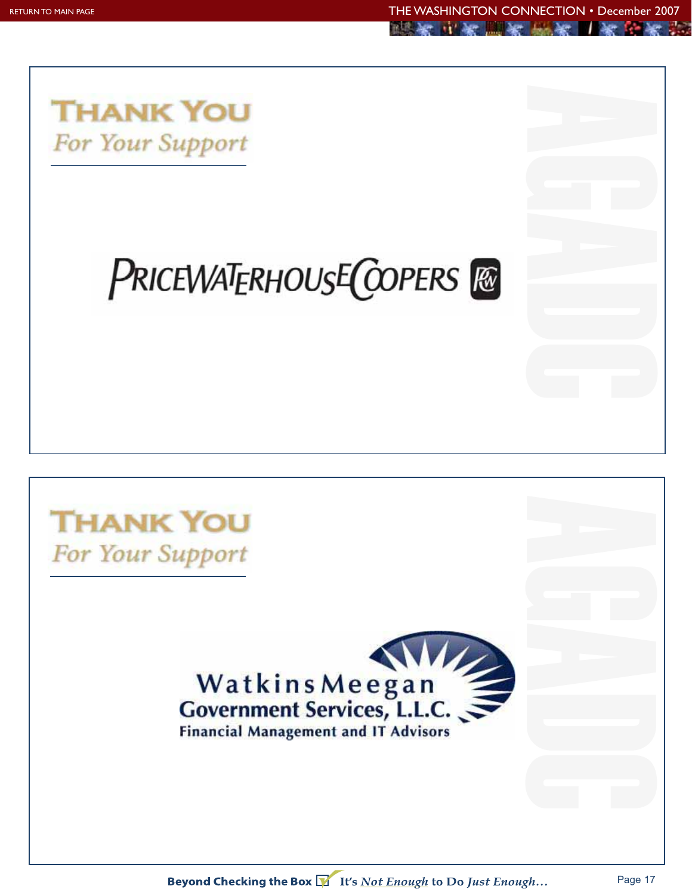## THANK YOU

*For Your Support*

PRICEWATERHOUSECOOPERS

AGADC

## THANK YOU

*For Your Support*

WatkinsMeegan
Government Services, L.L.C.
Financial Management and IT Advisors

AGADC

**Beyond Checking the Box** It's *Not Enough* to Do *Just Enough…*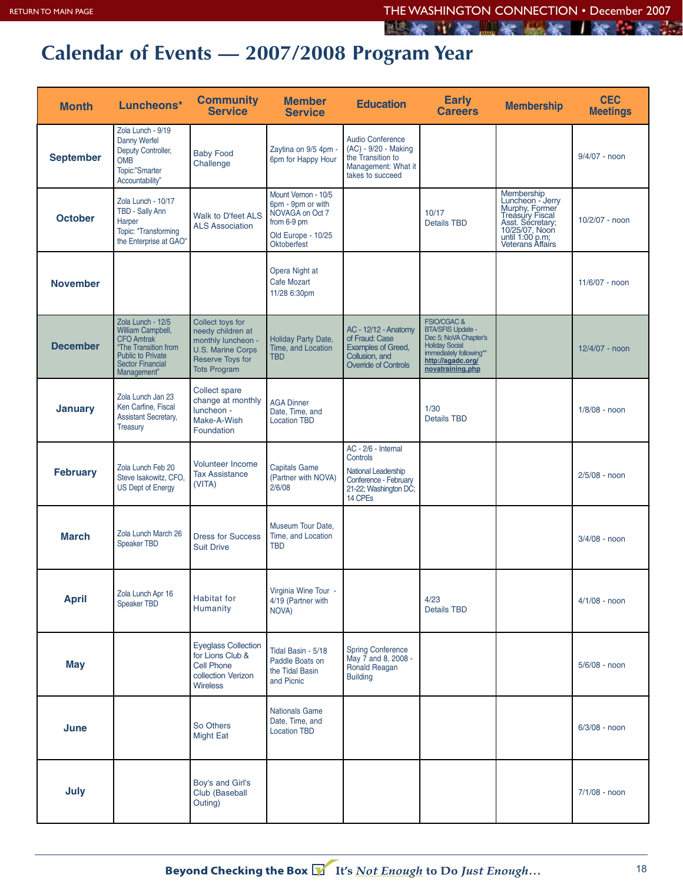# Calendar of Events — 2007/2008 Program Year

| Month | Luncheons* | Community Service | Member Service | Education | Early Careers | Membership | CEC Meetings |
|---|---|---|---|---|---|---|---|
| September | Zola Lunch - 9/19 Danny Werfel Deputy Controller, OMB Topic:"Smarter Accountability" | Baby Food Challenge | Zaytina on 9/5 4pm - 6pm for Happy Hour | Audio Conference (AC) - 9/20 - Making the Transition to Management: What it takes to succeed | | | 9/4/07 - noon |
| October | Zola Lunch - 10/17 TBD - Sally Ann Harper Topic: "Transforming the Enterprise at GAO" | Walk to D'feet ALS ALS Association | Mount Vernon - 10/5 6pm - 9pm or with NOVAGA on Oct 7 from 6-9 pm<br>Old Europe - 10/25 Oktoberfest | | 10/17 Details TBD | Membership Luncheon - Jerry Murphy, Former Treasury Fiscal Asst. Secretary; 10/25/07, Noon until 1:00 p.m; Veterans Affairs | 10/2/07 - noon |
| November | | | Opera Night at Cafe Mozart 11/28 6:30pm | | | | 11/6/07 - noon |
| December | Zola Lunch - 12/5 William Campbell, CFO Amtrak "The Transition from Public to Private Sector Financial Management" | Collect toys for needy children at monthly luncheon - U.S. Marine Corps Reserve Toys for Tots Program | Holiday Party Date, Time, and Location TBD | AC - 12/12 - Anatomy of Fraud: Case Examples of Greed, Collusion, and Override of Controls | FSIO/CGAC & BTA/SFIS Update - Dec 5; NoVA Chapter's Holiday Social immediately following** http://agadc.org/novatraining.php | | 12/4/07 - noon |
| January | Zola Lunch Jan 23 Ken Carfine, Fiscal Assistant Secretary, Treasury | Collect spare change at monthly luncheon - Make-A-Wish Foundation | AGA Dinner Date, Time, and Location TBD | | 1/30 Details TBD | | 1/8/08 - noon |
| February | Zola Lunch Feb 20 Steve Isakowitz, CFO, US Dept of Energy | Volunteer Income Tax Assistance (VITA) | Capitals Game (Partner with NOVA) 2/6/08 | AC - 2/6 - Internal Controls<br>National Leadership Conference - February 21-22; Washington DC; 14 CPEs | | | 2/5/08 - noon |
| March | Zola Lunch March 26 Speaker TBD | Dress for Success Suit Drive | Museum Tour Date, Time, and Location TBD | | | | 3/4/08 - noon |
| April | Zola Lunch Apr 16 Speaker TBD | Habitat for Humanity | Virginia Wine Tour - 4/19 (Partner with NOVA) | | 4/23 Details TBD | | 4/1/08 - noon |
| May | | Eyeglass Collection for Lions Club & Cell Phone collection Verizon Wireless | Tidal Basin - 5/18 Paddle Boats on the Tidal Basin and Picnic | Spring Conference May 7 and 8, 2008 - Ronald Reagan Building | | | 5/6/08 - noon |
| June | | So Others Might Eat | Nationals Game Date, Time, and Location TBD | | | | 6/3/08 - noon |
| July | | Boy's and Girl's Club (Baseball Outing) | | | | | 7/1/08 - noon |

**Beyond Checking the Box** *It's Not Enough to Do Just Enough…*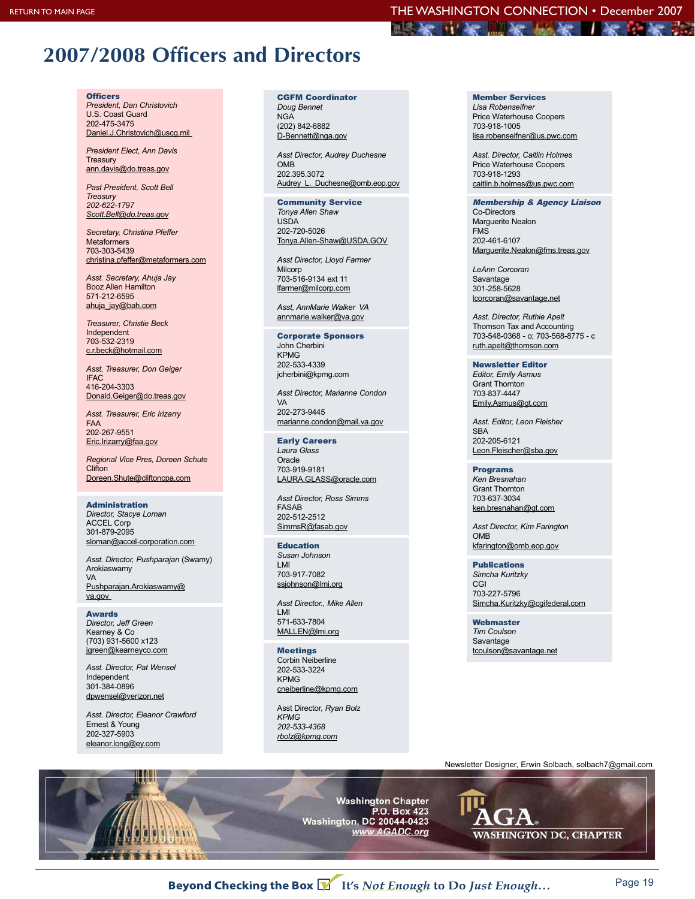# 2007/2008 Officers and Directors

**Officers**

*President, Dan Christovich*
U.S. Coast Guard
202-475-3475
Daniel.J.Christovich@uscg.mil

*President Elect, Ann Davis*
Treasury
ann.davis@do.treas.gov

*Past President, Scott Bell*
*Treasury*
*202-622-1797*
*Scott.Bell@do.treas.gov*

*Secretary, Christina Pfeffer*
Metaformers
703-303-5439
christina.pfeffer@metaformers.com

*Asst. Secretary, Ahuja Jay*
Booz Allen Hamilton
571-212-6595
ahuja_jay@bah.com

*Treasurer, Christie Beck*
Independent
703-532-2319
c.r.beck@hotmail.com

*Asst. Treasurer, Don Geiger*
IFAC
416-204-3303
Donald.Geiger@do.treas.gov

*Asst. Treasurer, Eric Irizarry*
FAA
202-267-9551
Eric.Irizarry@faa.gov

*Regional Vice Pres, Doreen Schute*
Clifton
Doreen.Shute@cliftoncpa.com

**Administration**

*Director, Stacye Loman*
ACCEL Corp
301-879-2095
sloman@accel-corporation.com

*Asst. Director, Pushparajan* (Swamy) Arokiaswamy
VA
Pushparajan.Arokiaswamy@va.gov

**Awards**

*Director, Jeff Green*
Kearney & Co
(703) 931-5600 x123
jgreen@kearneyco.com

*Asst. Director, Pat Wensel*
Independent
301-384-0896
dpwensel@verizon.net

*Asst. Director, Eleanor Crawford*
Ernest & Young
202-327-5903
eleanor.long@ey.com

**CGFM Coordinator**

*Doug Bennet*
NGA
(202) 842-6882
D-Bennett@nga.gov

*Asst Director, Audrey Duchesne*
OMB
202.395.3072
Audrey_L._Duchesne@omb.eop.gov

**Community Service**

*Tonya Allen Shaw*
USDA
202-720-5026
Tonya.Allen-Shaw@USDA.GOV

*Asst Director, Lloyd Farmer*
Milcorp
703-516-9134 ext 11
lfarmer@milcorp.com

*Asst, AnnMarie Walker VA*
annmarie.walker@va.gov

**Corporate Sponsors**

John Cherbini
KPMG
202-533-4339
jcherbini@kpmg.com

*Asst Director, Marianne Condon*
VA
202-273-9445
marianne.condon@mail.va.gov

**Early Careers**

*Laura Glass*
Oracle
703-919-9181
LAURA.GLASS@oracle.com

*Asst Director, Ross Simms*
FASAB
202-512-2512
SimmsR@fasab.gov

**Education**

*Susan Johnson*
LMI
703-917-7082
ssjohnson@lmi.org

*Asst Director., Mike Allen*
LMI
571-633-7804
MALLEN@lmi.org

**Meetings**

Corbin Neiberline
202-533-3224
KPMG
cneiberline@kpmg.com

Asst Director, *Ryan Bolz*
*KPMG*
*202-533-4368*
*rbolz@kpmg.com*

**Member Services**

*Lisa Robenseifner*
Price Waterhouse Coopers
703-918-1005
lisa.robenseifner@us.pwc.com

*Asst. Director, Caitlin Holmes*
Price Waterhouse Coopers
703-918-1293
caitlin.b.holmes@us.pwc.com

***Membership & Agency Liaison***

Co-Directors
Marguerite Nealon
FMS
202-461-6107
Marguerite.Nealon@fms.treas.gov

*LeAnn Corcoran*
Savantage
301-258-5628
lcorcoran@savantage.net

*Asst. Director, Ruthie Apelt*
Thomson Tax and Accounting
703-548-0368 - o; 703-568-8775 - c
ruth.apelt@thomson.com

**Newsletter Editor**

*Editor, Emily Asmus*
Grant Thornton
703-837-4447
Emily.Asmus@gt.com

*Asst. Editor, Leon Fleisher*
SBA
202-205-6121
Leon.Fleischer@sba.gov

**Programs**

*Ken Bresnahan*
Grant Thornton
703-637-3034
ken.bresnahan@gt.com

*Asst Director, Kim Farington*
OMB
kfarington@omb.eop.gov

**Publications**

*Simcha Kuritzky*
CGI
703-227-5796
Simcha.Kuritzky@cgifederal.com

**Webmaster**

*Tim Coulson*
Savantage
tcoulson@savantage.net

Newsletter Designer, Erwin Solbach, solbach7@gmail.com

Washington Chapter
P.O. Box 423
Washington, DC 20044-0423
www.AGADC.org

AGA WASHINGTON DC, CHAPTER

Beyond Checking the Box It's *Not Enough* to Do *Just Enough...*